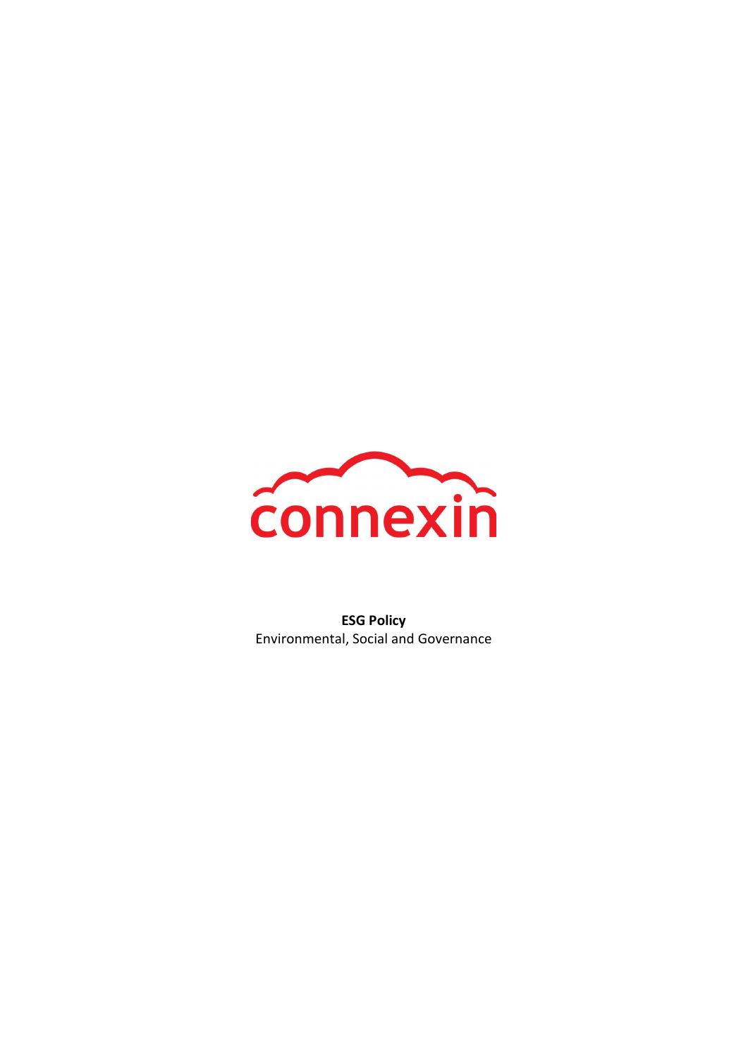connexin

**ESG Policy**

Environmental, Social and Governance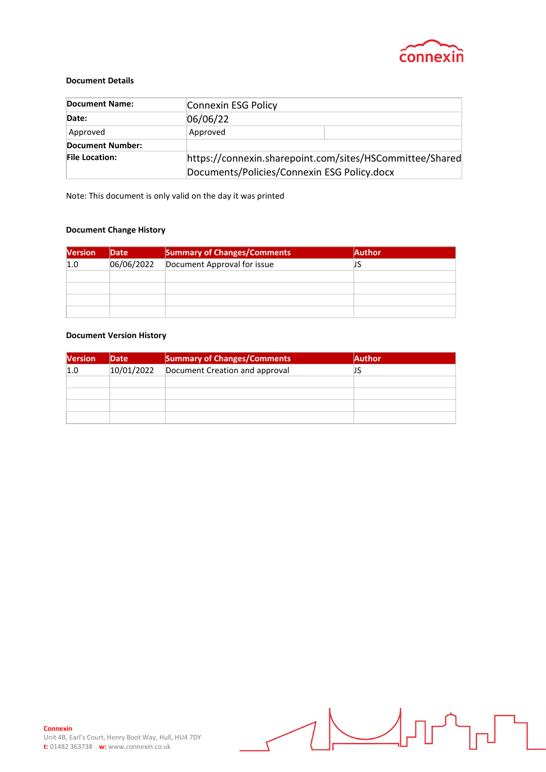**Document Details**

| Document Name: | Connexin ESG Policy | |
|---|---|---|
| Date: | 06/06/22 | |
| Approved | Approved | |
| Document Number: | | |
| File Location: | https://connexin.sharepoint.com/sites/HSCommittee/Shared Documents/Policies/Connexin ESG Policy.docx | |

Note: This document is only valid on the day it was printed

**Document Change History**

| Version | Date | Summary of Changes/Comments | Author |
|---|---|---|---|
| 1.0 | 06/06/2022 | Document Approval for issue | JS |
| | | | |
| | | | |
| | | | |
| | | | |

**Document Version History**

| Version | Date | Summary of Changes/Comments | Author |
|---|---|---|---|
| 1.0 | 10/01/2022 | Document Creation and approval | JS |
| | | | |
| | | | |
| | | | |
| | | | |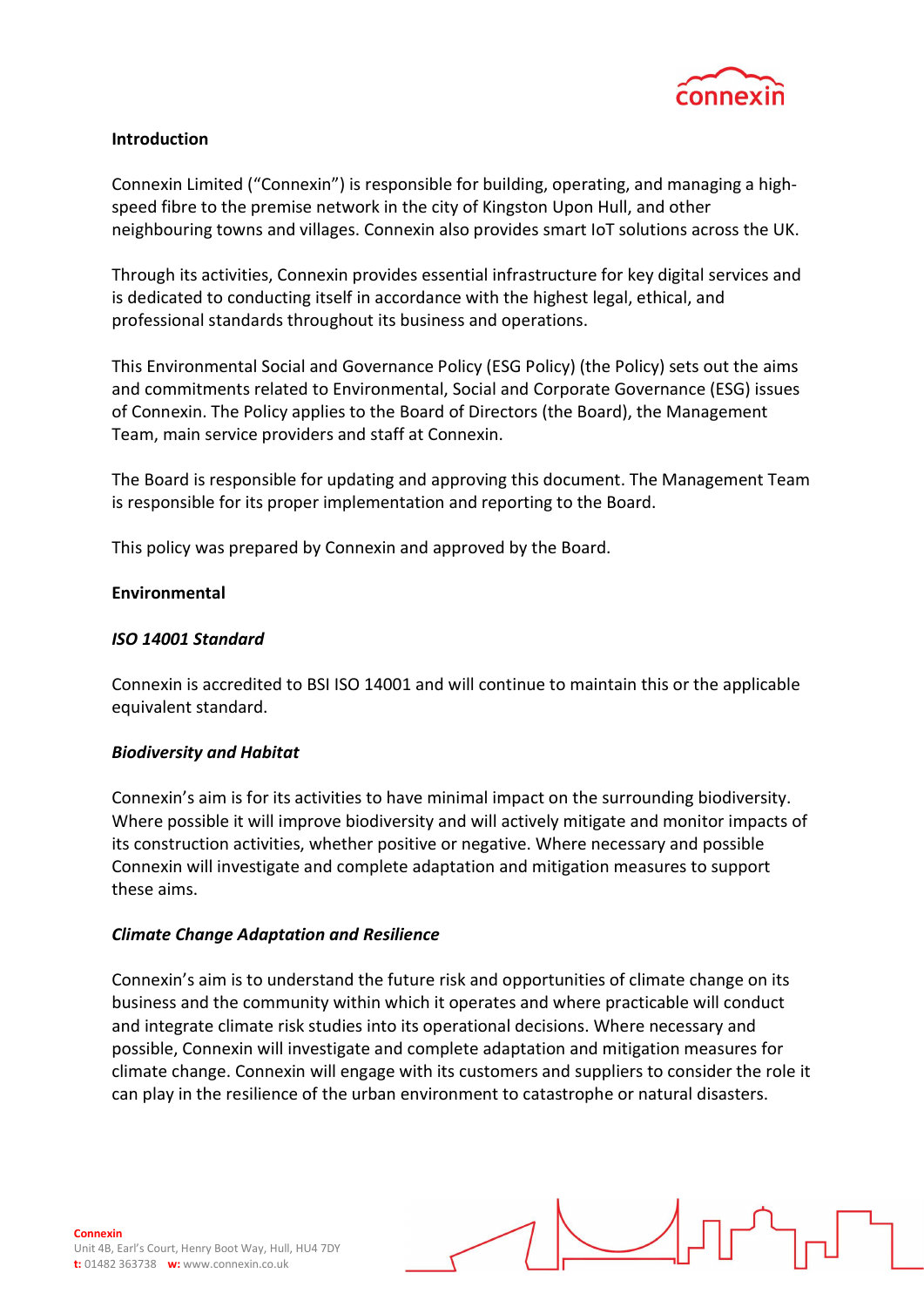**Introduction**

Connexin Limited ("Connexin") is responsible for building, operating, and managing a high-speed fibre to the premise network in the city of Kingston Upon Hull, and other neighbouring towns and villages. Connexin also provides smart IoT solutions across the UK.

Through its activities, Connexin provides essential infrastructure for key digital services and is dedicated to conducting itself in accordance with the highest legal, ethical, and professional standards throughout its business and operations.

This Environmental Social and Governance Policy (ESG Policy) (the Policy) sets out the aims and commitments related to Environmental, Social and Corporate Governance (ESG) issues of Connexin. The Policy applies to the Board of Directors (the Board), the Management Team, main service providers and staff at Connexin.

The Board is responsible for updating and approving this document. The Management Team is responsible for its proper implementation and reporting to the Board.

This policy was prepared by Connexin and approved by the Board.

**Environmental**

***ISO 14001 Standard***

Connexin is accredited to BSI ISO 14001 and will continue to maintain this or the applicable equivalent standard.

***Biodiversity and Habitat***

Connexin's aim is for its activities to have minimal impact on the surrounding biodiversity. Where possible it will improve biodiversity and will actively mitigate and monitor impacts of its construction activities, whether positive or negative. Where necessary and possible Connexin will investigate and complete adaptation and mitigation measures to support these aims.

***Climate Change Adaptation and Resilience***

Connexin's aim is to understand the future risk and opportunities of climate change on its business and the community within which it operates and where practicable will conduct and integrate climate risk studies into its operational decisions. Where necessary and possible, Connexin will investigate and complete adaptation and mitigation measures for climate change. Connexin will engage with its customers and suppliers to consider the role it can play in the resilience of the urban environment to catastrophe or natural disasters.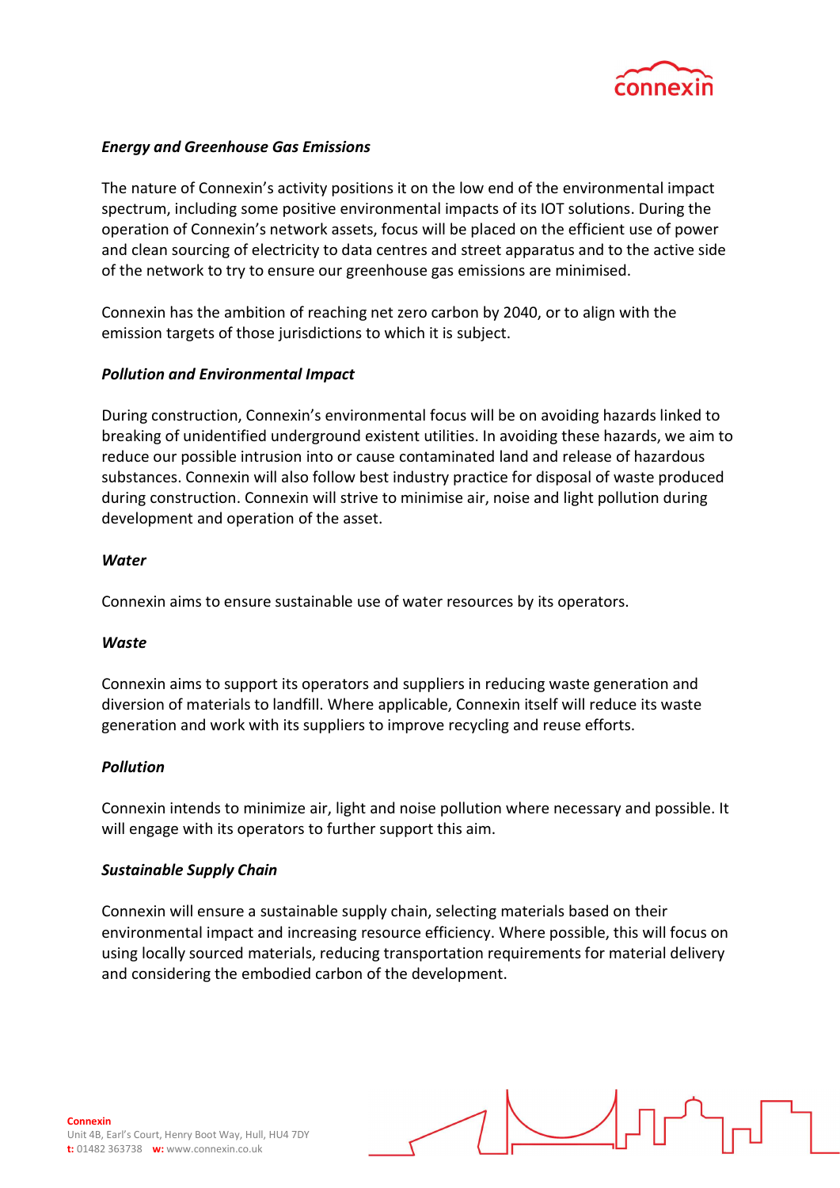***Energy and Greenhouse Gas Emissions***

The nature of Connexin's activity positions it on the low end of the environmental impact spectrum, including some positive environmental impacts of its IOT solutions. During the operation of Connexin's network assets, focus will be placed on the efficient use of power and clean sourcing of electricity to data centres and street apparatus and to the active side of the network to try to ensure our greenhouse gas emissions are minimised.

Connexin has the ambition of reaching net zero carbon by 2040, or to align with the emission targets of those jurisdictions to which it is subject.

***Pollution and Environmental Impact***

During construction, Connexin's environmental focus will be on avoiding hazards linked to breaking of unidentified underground existent utilities. In avoiding these hazards, we aim to reduce our possible intrusion into or cause contaminated land and release of hazardous substances. Connexin will also follow best industry practice for disposal of waste produced during construction. Connexin will strive to minimise air, noise and light pollution during development and operation of the asset.

***Water***

Connexin aims to ensure sustainable use of water resources by its operators.

***Waste***

Connexin aims to support its operators and suppliers in reducing waste generation and diversion of materials to landfill. Where applicable, Connexin itself will reduce its waste generation and work with its suppliers to improve recycling and reuse efforts.

***Pollution***

Connexin intends to minimize air, light and noise pollution where necessary and possible. It will engage with its operators to further support this aim.

***Sustainable Supply Chain***

Connexin will ensure a sustainable supply chain, selecting materials based on their environmental impact and increasing resource efficiency. Where possible, this will focus on using locally sourced materials, reducing transportation requirements for material delivery and considering the embodied carbon of the development.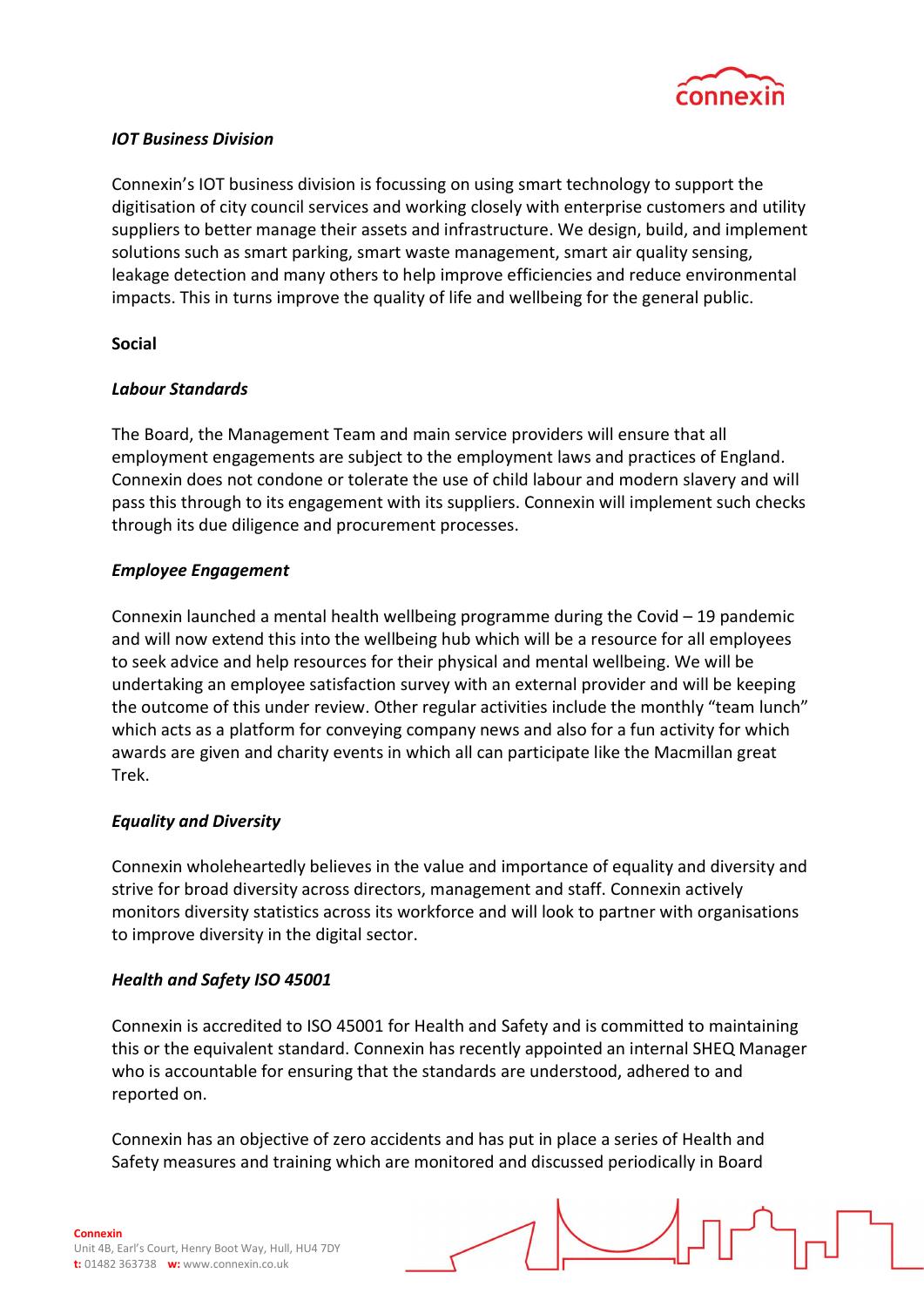***IOT Business Division***

Connexin's IOT business division is focussing on using smart technology to support the digitisation of city council services and working closely with enterprise customers and utility suppliers to better manage their assets and infrastructure. We design, build, and implement solutions such as smart parking, smart waste management, smart air quality sensing, leakage detection and many others to help improve efficiencies and reduce environmental impacts. This in turns improve the quality of life and wellbeing for the general public.

**Social**

***Labour Standards***

The Board, the Management Team and main service providers will ensure that all employment engagements are subject to the employment laws and practices of England. Connexin does not condone or tolerate the use of child labour and modern slavery and will pass this through to its engagement with its suppliers. Connexin will implement such checks through its due diligence and procurement processes.

***Employee Engagement***

Connexin launched a mental health wellbeing programme during the Covid – 19 pandemic and will now extend this into the wellbeing hub which will be a resource for all employees to seek advice and help resources for their physical and mental wellbeing. We will be undertaking an employee satisfaction survey with an external provider and will be keeping the outcome of this under review. Other regular activities include the monthly "team lunch" which acts as a platform for conveying company news and also for a fun activity for which awards are given and charity events in which all can participate like the Macmillan great Trek.

***Equality and Diversity***

Connexin wholeheartedly believes in the value and importance of equality and diversity and strive for broad diversity across directors, management and staff. Connexin actively monitors diversity statistics across its workforce and will look to partner with organisations to improve diversity in the digital sector.

***Health and Safety ISO 45001***

Connexin is accredited to ISO 45001 for Health and Safety and is committed to maintaining this or the equivalent standard. Connexin has recently appointed an internal SHEQ Manager who is accountable for ensuring that the standards are understood, adhered to and reported on.

Connexin has an objective of zero accidents and has put in place a series of Health and Safety measures and training which are monitored and discussed periodically in Board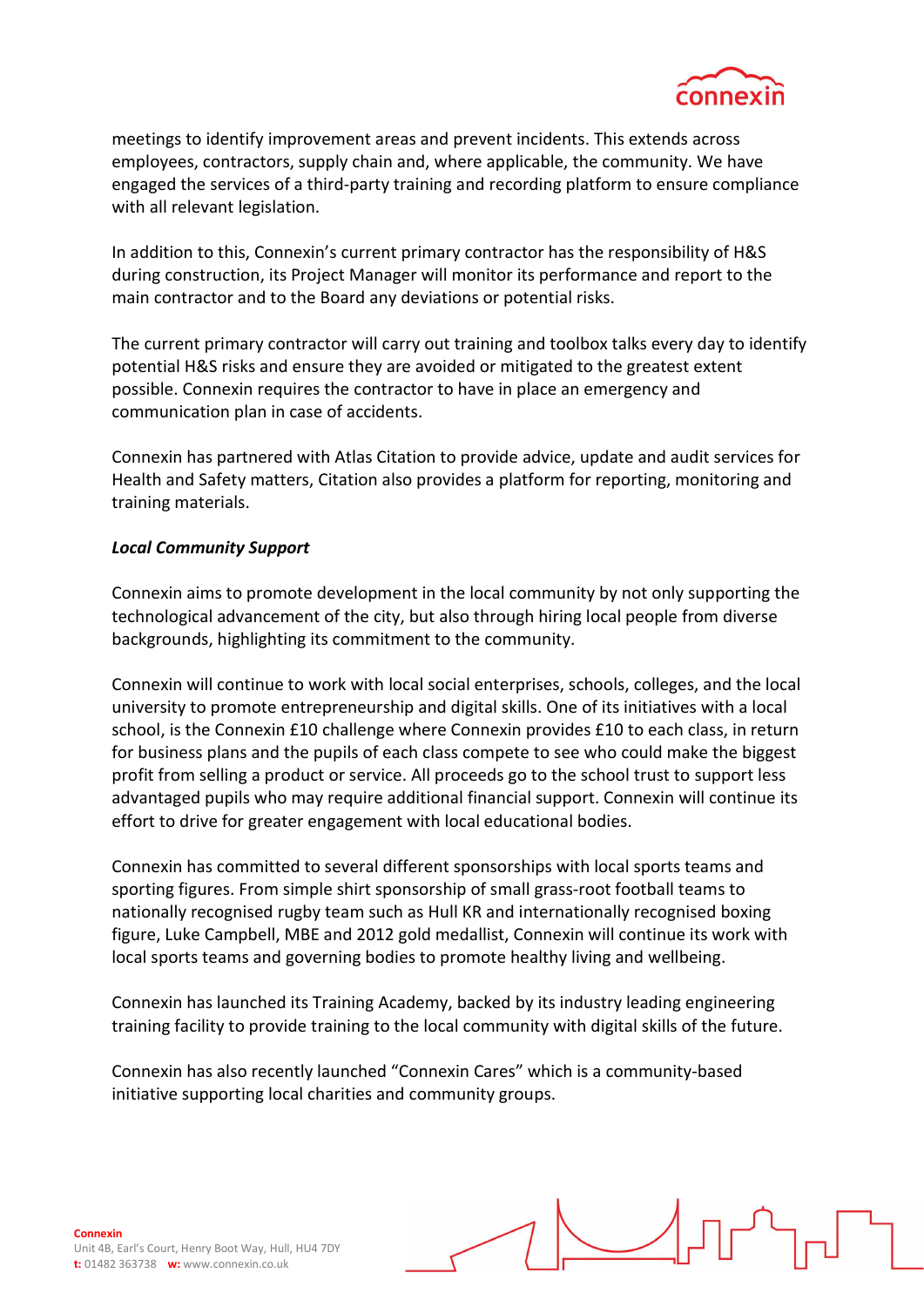meetings to identify improvement areas and prevent incidents. This extends across employees, contractors, supply chain and, where applicable, the community. We have engaged the services of a third-party training and recording platform to ensure compliance with all relevant legislation.

In addition to this, Connexin's current primary contractor has the responsibility of H&S during construction, its Project Manager will monitor its performance and report to the main contractor and to the Board any deviations or potential risks.

The current primary contractor will carry out training and toolbox talks every day to identify potential H&S risks and ensure they are avoided or mitigated to the greatest extent possible. Connexin requires the contractor to have in place an emergency and communication plan in case of accidents.

Connexin has partnered with Atlas Citation to provide advice, update and audit services for Health and Safety matters, Citation also provides a platform for reporting, monitoring and training materials.

***Local Community Support***

Connexin aims to promote development in the local community by not only supporting the technological advancement of the city, but also through hiring local people from diverse backgrounds, highlighting its commitment to the community.

Connexin will continue to work with local social enterprises, schools, colleges, and the local university to promote entrepreneurship and digital skills. One of its initiatives with a local school, is the Connexin £10 challenge where Connexin provides £10 to each class, in return for business plans and the pupils of each class compete to see who could make the biggest profit from selling a product or service. All proceeds go to the school trust to support less advantaged pupils who may require additional financial support. Connexin will continue its effort to drive for greater engagement with local educational bodies.

Connexin has committed to several different sponsorships with local sports teams and sporting figures. From simple shirt sponsorship of small grass-root football teams to nationally recognised rugby team such as Hull KR and internationally recognised boxing figure, Luke Campbell, MBE and 2012 gold medallist, Connexin will continue its work with local sports teams and governing bodies to promote healthy living and wellbeing.

Connexin has launched its Training Academy, backed by its industry leading engineering training facility to provide training to the local community with digital skills of the future.

Connexin has also recently launched "Connexin Cares" which is a community-based initiative supporting local charities and community groups.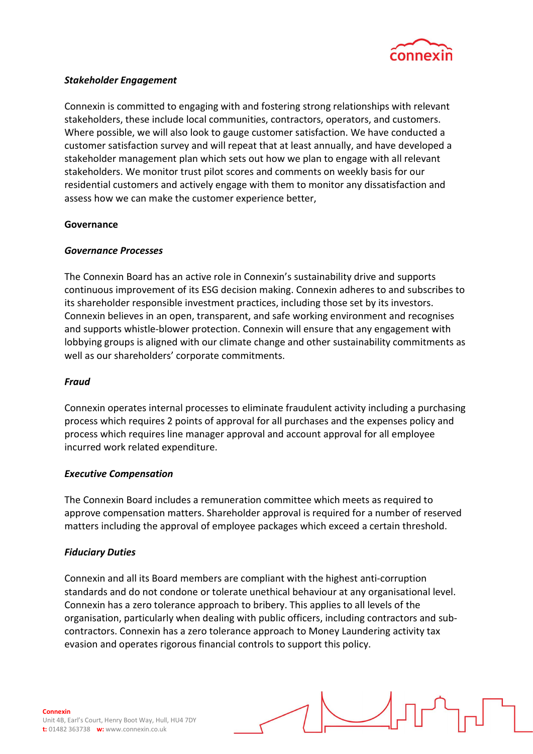### *Stakeholder Engagement*

Connexin is committed to engaging with and fostering strong relationships with relevant stakeholders, these include local communities, contractors, operators, and customers. Where possible, we will also look to gauge customer satisfaction. We have conducted a customer satisfaction survey and will repeat that at least annually, and have developed a stakeholder management plan which sets out how we plan to engage with all relevant stakeholders. We monitor trust pilot scores and comments on weekly basis for our residential customers and actively engage with them to monitor any dissatisfaction and assess how we can make the customer experience better,

## Governance

### *Governance Processes*

The Connexin Board has an active role in Connexin's sustainability drive and supports continuous improvement of its ESG decision making. Connexin adheres to and subscribes to its shareholder responsible investment practices, including those set by its investors. Connexin believes in an open, transparent, and safe working environment and recognises and supports whistle-blower protection. Connexin will ensure that any engagement with lobbying groups is aligned with our climate change and other sustainability commitments as well as our shareholders' corporate commitments.

### *Fraud*

Connexin operates internal processes to eliminate fraudulent activity including a purchasing process which requires 2 points of approval for all purchases and the expenses policy and process which requires line manager approval and account approval for all employee incurred work related expenditure.

### *Executive Compensation*

The Connexin Board includes a remuneration committee which meets as required to approve compensation matters. Shareholder approval is required for a number of reserved matters including the approval of employee packages which exceed a certain threshold.

### *Fiduciary Duties*

Connexin and all its Board members are compliant with the highest anti-corruption standards and do not condone or tolerate unethical behaviour at any organisational level. Connexin has a zero tolerance approach to bribery. This applies to all levels of the organisation, particularly when dealing with public officers, including contractors and sub-contractors. Connexin has a zero tolerance approach to Money Laundering activity tax evasion and operates rigorous financial controls to support this policy.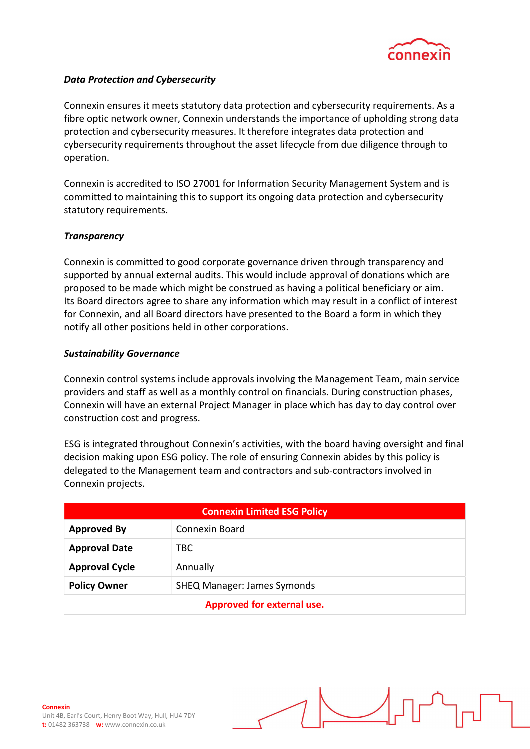***Data Protection and Cybersecurity***

Connexin ensures it meets statutory data protection and cybersecurity requirements. As a fibre optic network owner, Connexin understands the importance of upholding strong data protection and cybersecurity measures. It therefore integrates data protection and cybersecurity requirements throughout the asset lifecycle from due diligence through to operation.

Connexin is accredited to ISO 27001 for Information Security Management System and is committed to maintaining this to support its ongoing data protection and cybersecurity statutory requirements.

***Transparency***

Connexin is committed to good corporate governance driven through transparency and supported by annual external audits. This would include approval of donations which are proposed to be made which might be construed as having a political beneficiary or aim. Its Board directors agree to share any information which may result in a conflict of interest for Connexin, and all Board directors have presented to the Board a form in which they notify all other positions held in other corporations.

***Sustainability Governance***

Connexin control systems include approvals involving the Management Team, main service providers and staff as well as a monthly control on financials. During construction phases, Connexin will have an external Project Manager in place which has day to day control over construction cost and progress.

ESG is integrated throughout Connexin's activities, with the board having oversight and final decision making upon ESG policy. The role of ensuring Connexin abides by this policy is delegated to the Management team and contractors and sub-contractors involved in Connexin projects.

| Connexin Limited ESG Policy | |
|---|---|
| **Approved By** | Connexin Board |
| **Approval Date** | TBC |
| **Approval Cycle** | Annually |
| **Policy Owner** | SHEQ Manager: James Symonds |
| **Approved for external use.** | |

**Connexin**
Unit 4B, Earl's Court, Henry Boot Way, Hull, HU4 7DY
**t:** 01482 363738 **w:** www.connexin.co.uk